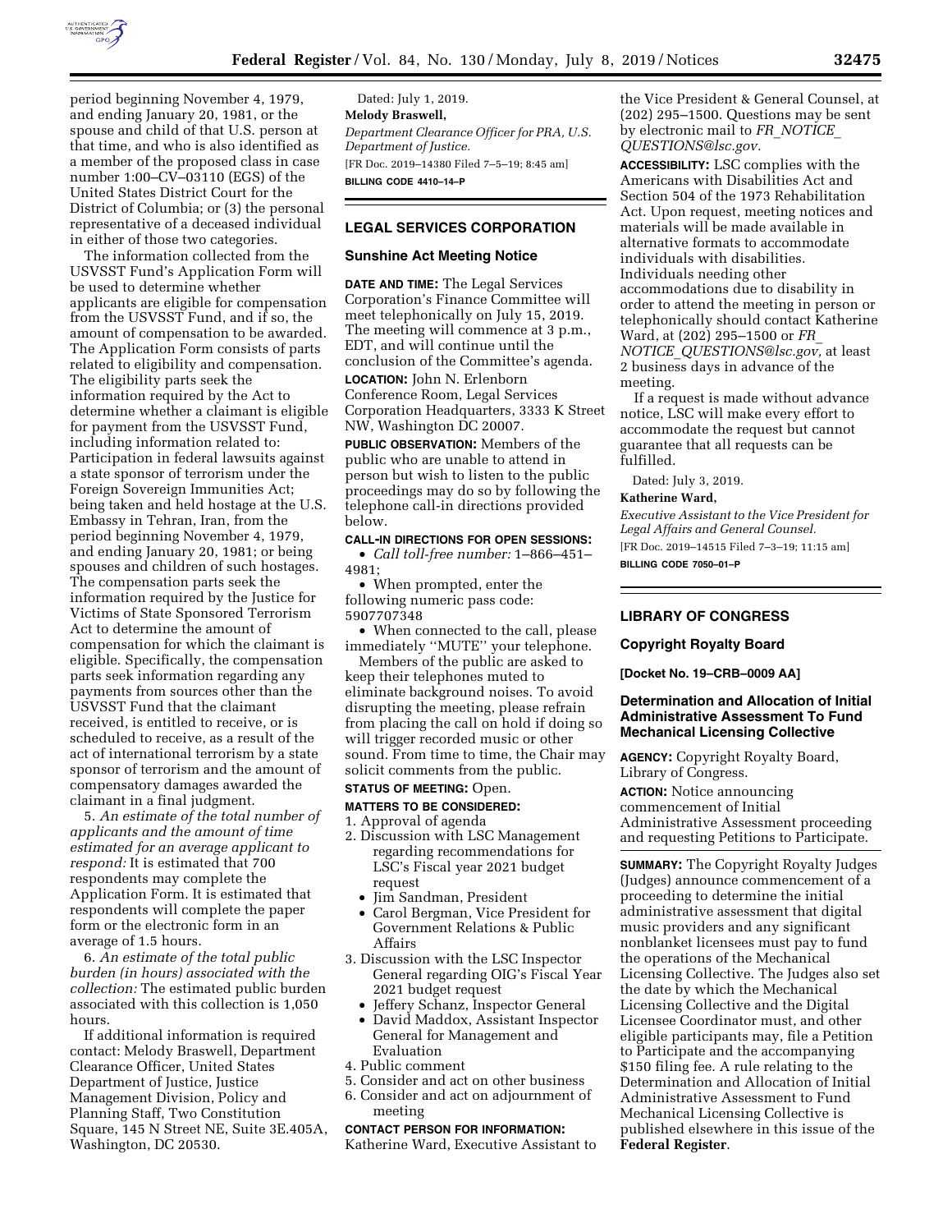period beginning November 4, 1979, and ending January 20, 1981, or the spouse and child of that U.S. person at that time, and who is also identified as a member of the proposed class in case number 1:00–CV–03110 (EGS) of the United States District Court for the District of Columbia; or (3) the personal representative of a deceased individual in either of those two categories.

The information collected from the USVSST Fund's Application Form will be used to determine whether applicants are eligible for compensation from the USVSST Fund, and if so, the amount of compensation to be awarded. The Application Form consists of parts related to eligibility and compensation. The eligibility parts seek the information required by the Act to determine whether a claimant is eligible for payment from the USVSST Fund, including information related to: Participation in federal lawsuits against a state sponsor of terrorism under the Foreign Sovereign Immunities Act; being taken and held hostage at the U.S. Embassy in Tehran, Iran, from the period beginning November 4, 1979, and ending January 20, 1981; or being spouses and children of such hostages. The compensation parts seek the information required by the Justice for Victims of State Sponsored Terrorism Act to determine the amount of compensation for which the claimant is eligible. Specifically, the compensation parts seek information regarding any payments from sources other than the USVSST Fund that the claimant received, is entitled to receive, or is scheduled to receive, as a result of the act of international terrorism by a state sponsor of terrorism and the amount of compensatory damages awarded the claimant in a final judgment.

5. *An estimate of the total number of applicants and the amount of time estimated for an average applicant to respond:* It is estimated that 700 respondents may complete the Application Form. It is estimated that respondents will complete the paper form or the electronic form in an average of 1.5 hours.

6. *An estimate of the total public burden (in hours) associated with the collection:* The estimated public burden associated with this collection is 1,050 hours.

If additional information is required contact: Melody Braswell, Department Clearance Officer, United States Department of Justice, Justice Management Division, Policy and Planning Staff, Two Constitution Square, 145 N Street NE, Suite 3E.405A, Washington, DC 20530.

Dated: July 1, 2019.

**Melody Braswell,**

*Department Clearance Officer for PRA, U.S. Department of Justice.*

[FR Doc. 2019–14380 Filed 7–5–19; 8:45 am]

**BILLING CODE 4410–14–P**

## LEGAL SERVICES CORPORATION

### Sunshine Act Meeting Notice

**DATE AND TIME:** The Legal Services Corporation's Finance Committee will meet telephonically on July 15, 2019. The meeting will commence at 3 p.m., EDT, and will continue until the conclusion of the Committee's agenda.

**LOCATION:** John N. Erlenborn Conference Room, Legal Services Corporation Headquarters, 3333 K Street NW, Washington DC 20007.

**PUBLIC OBSERVATION:** Members of the public who are unable to attend in person but wish to listen to the public proceedings may do so by following the telephone call-in directions provided below.

**CALL-IN DIRECTIONS FOR OPEN SESSIONS:**

- *Call toll-free number:* 1–866–451–4981;
- When prompted, enter the following numeric pass code: 5907707348
- When connected to the call, please immediately ''MUTE'' your telephone.

Members of the public are asked to keep their telephones muted to eliminate background noises. To avoid disrupting the meeting, please refrain from placing the call on hold if doing so will trigger recorded music or other sound. From time to time, the Chair may solicit comments from the public.

**STATUS OF MEETING:** Open.

**MATTERS TO BE CONSIDERED:**

1. Approval of agenda
2. Discussion with LSC Management regarding recommendations for LSC's Fiscal year 2021 budget request
   - Jim Sandman, President
   - Carol Bergman, Vice President for Government Relations & Public Affairs
3. Discussion with the LSC Inspector General regarding OIG's Fiscal Year 2021 budget request
   - Jeffery Schanz, Inspector General
   - David Maddox, Assistant Inspector General for Management and Evaluation
4. Public comment
5. Consider and act on other business
6. Consider and act on adjournment of meeting

**CONTACT PERSON FOR INFORMATION:** Katherine Ward, Executive Assistant to the Vice President & General Counsel, at (202) 295–1500. Questions may be sent by electronic mail to *FR_NOTICE_QUESTIONS@lsc.gov.*

**ACCESSIBILITY:** LSC complies with the Americans with Disabilities Act and Section 504 of the 1973 Rehabilitation Act. Upon request, meeting notices and materials will be made available in alternative formats to accommodate individuals with disabilities. Individuals needing other accommodations due to disability in order to attend the meeting in person or telephonically should contact Katherine Ward, at (202) 295–1500 or *FR_NOTICE_QUESTIONS@lsc.gov,* at least 2 business days in advance of the meeting.

If a request is made without advance notice, LSC will make every effort to accommodate the request but cannot guarantee that all requests can be fulfilled.

Dated: July 3, 2019.

**Katherine Ward,**

*Executive Assistant to the Vice President for Legal Affairs and General Counsel.*

[FR Doc. 2019–14515 Filed 7–3–19; 11:15 am]

**BILLING CODE 7050–01–P**

## LIBRARY OF CONGRESS

### Copyright Royalty Board

**[Docket No. 19–CRB–0009 AA]**

### Determination and Allocation of Initial Administrative Assessment To Fund Mechanical Licensing Collective

**AGENCY:** Copyright Royalty Board, Library of Congress.

**ACTION:** Notice announcing commencement of Initial Administrative Assessment proceeding and requesting Petitions to Participate.

**SUMMARY:** The Copyright Royalty Judges (Judges) announce commencement of a proceeding to determine the initial administrative assessment that digital music providers and any significant nonblanket licensees must pay to fund the operations of the Mechanical Licensing Collective. The Judges also set the date by which the Mechanical Licensing Collective and the Digital Licensee Coordinator must, and other eligible participants may, file a Petition to Participate and the accompanying $150 filing fee. A rule relating to the Determination and Allocation of Initial Administrative Assessment to Fund Mechanical Licensing Collective is published elsewhere in this issue of the **Federal Register**.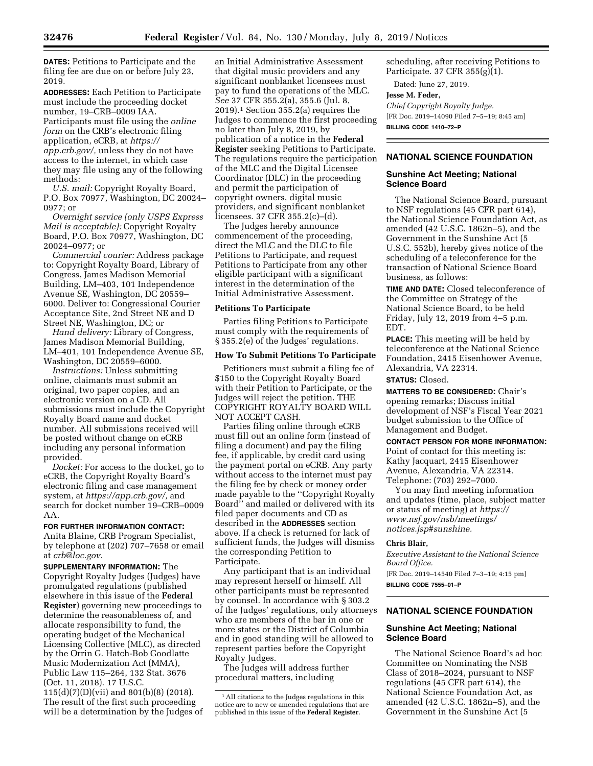**DATES:** Petitions to Participate and the filing fee are due on or before July 23, 2019.

**ADDRESSES:** Each Petition to Participate must include the proceeding docket number, 19–CRB–0009 IAA. Participants must file using the *online form* on the CRB's electronic filing application, eCRB, at *https://app.crb.gov/,* unless they do not have access to the internet, in which case they may file using any of the following methods:

*U.S. mail:* Copyright Royalty Board, P.O. Box 70977, Washington, DC 20024–0977; or

*Overnight service (only USPS Express Mail is acceptable):* Copyright Royalty Board, P.O. Box 70977, Washington, DC 20024–0977; or

*Commercial courier:* Address package to: Copyright Royalty Board, Library of Congress, James Madison Memorial Building, LM–403, 101 Independence Avenue SE, Washington, DC 20559–6000. Deliver to: Congressional Courier Acceptance Site, 2nd Street NE and D Street NE, Washington, DC; or

*Hand delivery:* Library of Congress, James Madison Memorial Building, LM–401, 101 Independence Avenue SE, Washington, DC 20559–6000.

*Instructions:* Unless submitting online, claimants must submit an original, two paper copies, and an electronic version on a CD. All submissions must include the Copyright Royalty Board name and docket number. All submissions received will be posted without change on eCRB including any personal information provided.

*Docket:* For access to the docket, go to eCRB, the Copyright Royalty Board's electronic filing and case management system, at *https://app.crb.gov/,* and search for docket number 19–CRB–0009 AA.

**FOR FURTHER INFORMATION CONTACT:** Anita Blaine, CRB Program Specialist, by telephone at (202) 707–7658 or email at *crb@loc.gov.*

**SUPPLEMENTARY INFORMATION:** The Copyright Royalty Judges (Judges) have promulgated regulations (published elsewhere in this issue of the **Federal Register**) governing new proceedings to determine the reasonableness of, and allocate responsibility to fund, the operating budget of the Mechanical Licensing Collective (MLC), as directed by the Orrin G. Hatch-Bob Goodlatte Music Modernization Act (MMA), Public Law 115–264, 132 Stat. 3676 (Oct. 11, 2018). 17 U.S.C. 115(d)(7)(D)(vii) and 801(b)(8) (2018). The result of the first such proceeding will be a determination by the Judges of an Initial Administrative Assessment that digital music providers and any significant nonblanket licensees must pay to fund the operations of the MLC. *See* 37 CFR 355.2(a), 355.6 (Jul. 8, 2019).[1] Section 355.2(a) requires the Judges to commence the first proceeding no later than July 8, 2019, by publication of a notice in the **Federal Register** seeking Petitions to Participate. The regulations require the participation of the MLC and the Digital Licensee Coordinator (DLC) in the proceeding and permit the participation of copyright owners, digital music providers, and significant nonblanket licensees. 37 CFR 355.2(c)–(d).

The Judges hereby announce commencement of the proceeding, direct the MLC and the DLC to file Petitions to Participate, and request Petitions to Participate from any other eligible participant with a significant interest in the determination of the Initial Administrative Assessment.

### Petitions To Participate

Parties filing Petitions to Participate must comply with the requirements of § 355.2(e) of the Judges' regulations.

### How To Submit Petitions To Participate

Petitioners must submit a filing fee of $150 to the Copyright Royalty Board with their Petition to Participate, or the Judges will reject the petition. THE COPYRIGHT ROYALTY BOARD WILL NOT ACCEPT CASH.

Parties filing online through eCRB must fill out an online form (instead of filing a document) and pay the filing fee, if applicable, by credit card using the payment portal on eCRB. Any party without access to the internet must pay the filing fee by check or money order made payable to the ''Copyright Royalty Board'' and mailed or delivered with its filed paper documents and CD as described in the **ADDRESSES** section above. If a check is returned for lack of sufficient funds, the Judges will dismiss the corresponding Petition to Participate.

Any participant that is an individual may represent herself or himself. All other participants must be represented by counsel. In accordance with § 303.2 of the Judges' regulations, only attorneys who are members of the bar in one or more states or the District of Columbia and in good standing will be allowed to represent parties before the Copyright Royalty Judges.

The Judges will address further procedural matters, including scheduling, after receiving Petitions to Participate. 37 CFR 355(g)(1).

Dated: June 27, 2019.

**Jesse M. Feder,**

*Chief Copyright Royalty Judge.*

[FR Doc. 2019–14090 Filed 7–5–19; 8:45 am]

**BILLING CODE 1410–72–P**

[1] All citations to the Judges regulations in this notice are to new or amended regulations that are published in this issue of the **Federal Register**.

---

## NATIONAL SCIENCE FOUNDATION

### Sunshine Act Meeting; National Science Board

The National Science Board, pursuant to NSF regulations (45 CFR part 614), the National Science Foundation Act, as amended (42 U.S.C. 1862n–5), and the Government in the Sunshine Act (5 U.S.C. 552b), hereby gives notice of the scheduling of a teleconference for the transaction of National Science Board business, as follows:

**TIME AND DATE:** Closed teleconference of the Committee on Strategy of the National Science Board, to be held Friday, July 12, 2019 from 4–5 p.m. EDT.

**PLACE:** This meeting will be held by teleconference at the National Science Foundation, 2415 Eisenhower Avenue, Alexandria, VA 22314.

**STATUS:** Closed.

**MATTERS TO BE CONSIDERED:** Chair's opening remarks; Discuss initial development of NSF's Fiscal Year 2021 budget submission to the Office of Management and Budget.

**CONTACT PERSON FOR MORE INFORMATION:** Point of contact for this meeting is: Kathy Jacquart, 2415 Eisenhower Avenue, Alexandria, VA 22314. Telephone: (703) 292–7000.

You may find meeting information and updates (time, place, subject matter or status of meeting) at *https://www.nsf.gov/nsb/meetings/notices.jsp#sunshine.*

**Chris Blair,**

*Executive Assistant to the National Science Board Office.*

[FR Doc. 2019–14540 Filed 7–3–19; 4:15 pm]

**BILLING CODE 7555–01–P**

---

## NATIONAL SCIENCE FOUNDATION

### Sunshine Act Meeting; National Science Board

The National Science Board's ad hoc Committee on Nominating the NSB Class of 2018–2024, pursuant to NSF regulations (45 CFR part 614), the National Science Foundation Act, as amended (42 U.S.C. 1862n–5), and the Government in the Sunshine Act (5